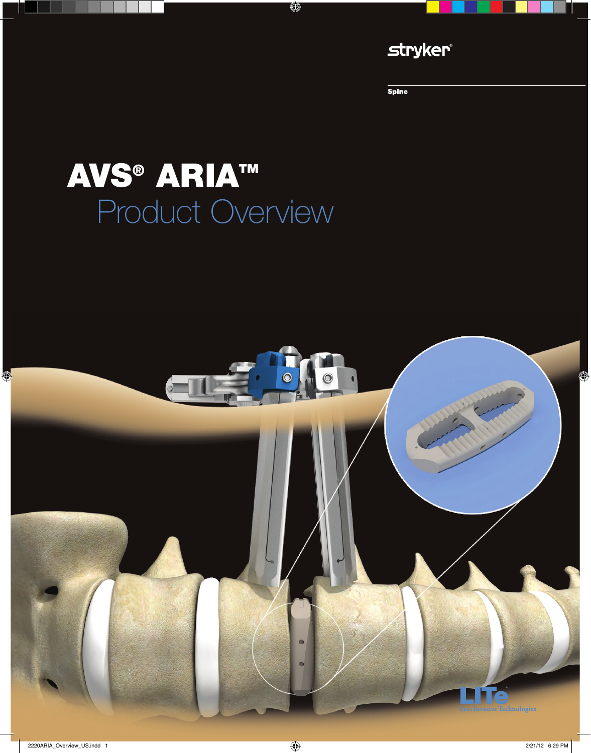stryker®

Spine

# AVS® ARIA™

## Product Overview

LITe® Less Invasive Technologies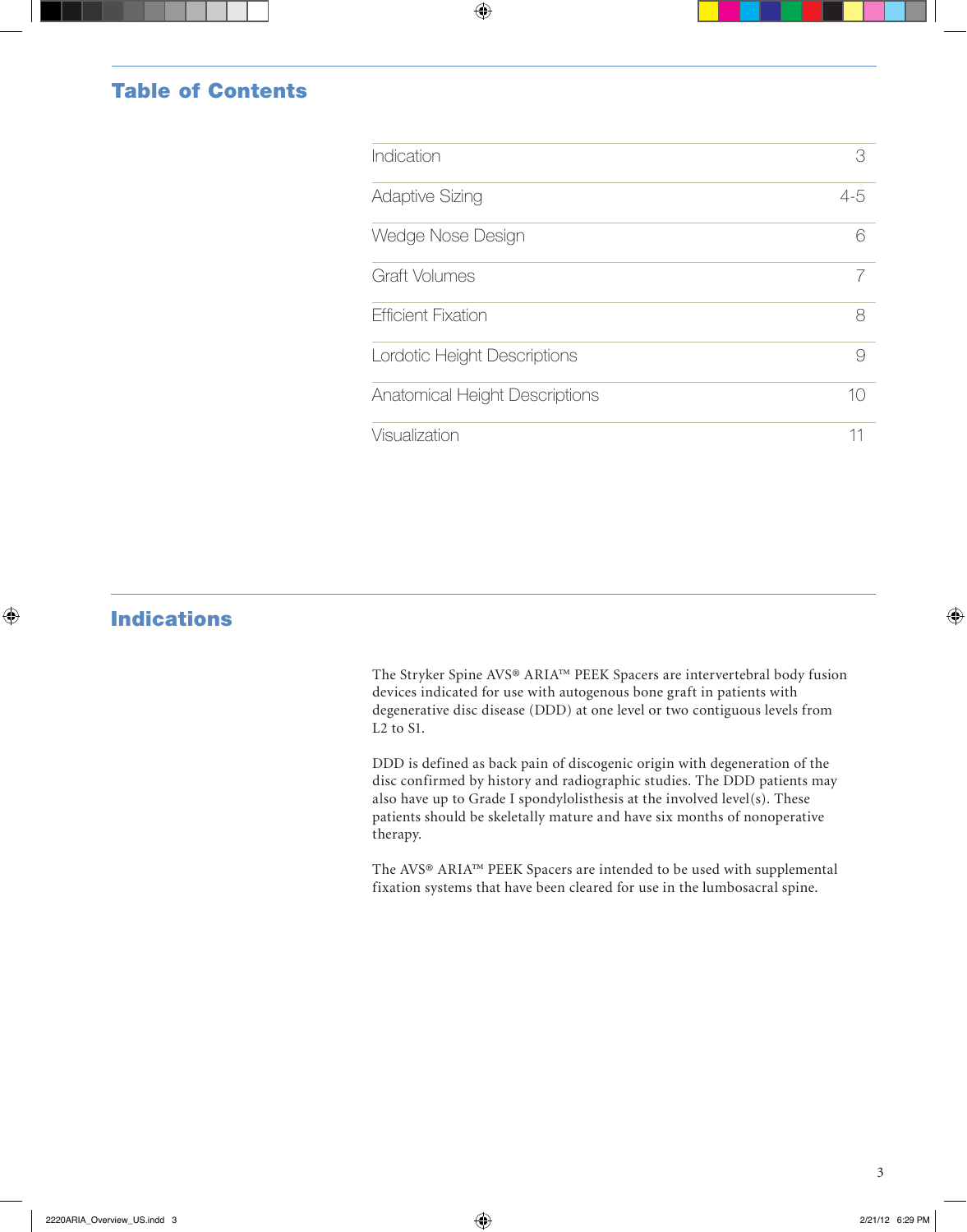## Table of Contents

| | |
|---|---|
| Indication | 3 |
| Adaptive Sizing | 4-5 |
| Wedge Nose Design | 6 |
| Graft Volumes | 7 |
| Efficient Fixation | 8 |
| Lordotic Height Descriptions | 9 |
| Anatomical Height Descriptions | 10 |
| Visualization | 11 |

## Indications

The Stryker Spine AVS® ARIA™ PEEK Spacers are intervertebral body fusion devices indicated for use with autogenous bone graft in patients with degenerative disc disease (DDD) at one level or two contiguous levels from L2 to S1.

DDD is defined as back pain of discogenic origin with degeneration of the disc confirmed by history and radiographic studies. The DDD patients may also have up to Grade I spondylolisthesis at the involved level(s). These patients should be skeletally mature and have six months of nonoperative therapy.

The AVS® ARIA™ PEEK Spacers are intended to be used with supplemental fixation systems that have been cleared for use in the lumbosacral spine.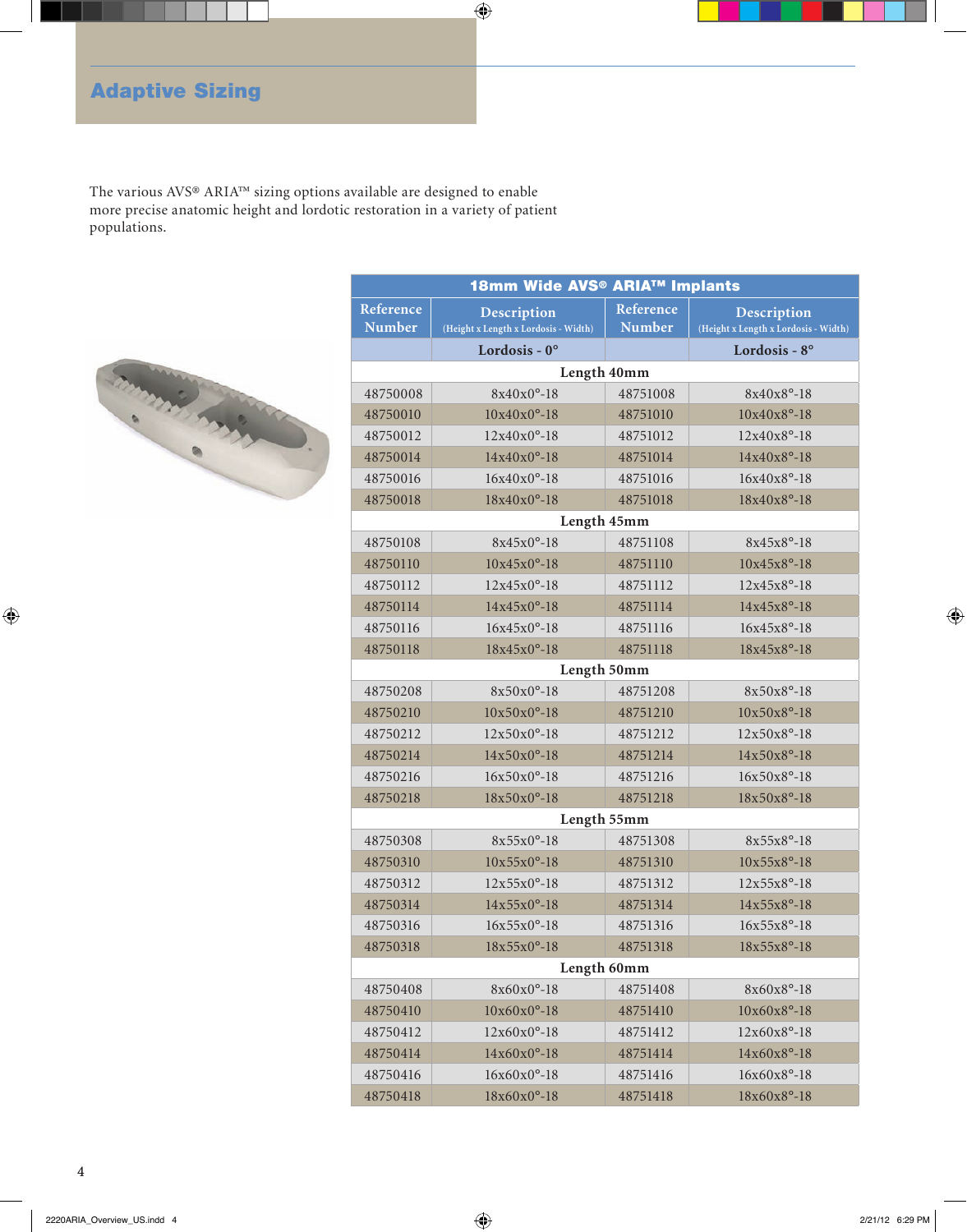## Adaptive Sizing

The various AVS® ARIA™ sizing options available are designed to enable more precise anatomic height and lordotic restoration in a variety of patient populations.

| 18mm Wide AVS® ARIA™ Implants | | | |
|---|---|---|---|
| Reference Number | Description (Height x Length x Lordosis - Width) | Reference Number | Description (Height x Length x Lordosis - Width) |
| | Lordosis - 0° | | Lordosis - 8° |
| Length 40mm | | | |
| 48750008 | 8x40x0°-18 | 48751008 | 8x40x8°-18 |
| 48750010 | 10x40x0°-18 | 48751010 | 10x40x8°-18 |
| 48750012 | 12x40x0°-18 | 48751012 | 12x40x8°-18 |
| 48750014 | 14x40x0°-18 | 48751014 | 14x40x8°-18 |
| 48750016 | 16x40x0°-18 | 48751016 | 16x40x8°-18 |
| 48750018 | 18x40x0°-18 | 48751018 | 18x40x8°-18 |
| Length 45mm | | | |
| 48750108 | 8x45x0°-18 | 48751108 | 8x45x8°-18 |
| 48750110 | 10x45x0°-18 | 48751110 | 10x45x8°-18 |
| 48750112 | 12x45x0°-18 | 48751112 | 12x45x8°-18 |
| 48750114 | 14x45x0°-18 | 48751114 | 14x45x8°-18 |
| 48750116 | 16x45x0°-18 | 48751116 | 16x45x8°-18 |
| 48750118 | 18x45x0°-18 | 48751118 | 18x45x8°-18 |
| Length 50mm | | | |
| 48750208 | 8x50x0°-18 | 48751208 | 8x50x8°-18 |
| 48750210 | 10x50x0°-18 | 48751210 | 10x50x8°-18 |
| 48750212 | 12x50x0°-18 | 48751212 | 12x50x8°-18 |
| 48750214 | 14x50x0°-18 | 48751214 | 14x50x8°-18 |
| 48750216 | 16x50x0°-18 | 48751216 | 16x50x8°-18 |
| 48750218 | 18x50x0°-18 | 48751218 | 18x50x8°-18 |
| Length 55mm | | | |
| 48750308 | 8x55x0°-18 | 48751308 | 8x55x8°-18 |
| 48750310 | 10x55x0°-18 | 48751310 | 10x55x8°-18 |
| 48750312 | 12x55x0°-18 | 48751312 | 12x55x8°-18 |
| 48750314 | 14x55x0°-18 | 48751314 | 14x55x8°-18 |
| 48750316 | 16x55x0°-18 | 48751316 | 16x55x8°-18 |
| 48750318 | 18x55x0°-18 | 48751318 | 18x55x8°-18 |
| Length 60mm | | | |
| 48750408 | 8x60x0°-18 | 48751408 | 8x60x8°-18 |
| 48750410 | 10x60x0°-18 | 48751410 | 10x60x8°-18 |
| 48750412 | 12x60x0°-18 | 48751412 | 12x60x8°-18 |
| 48750414 | 14x60x0°-18 | 48751414 | 14x60x8°-18 |
| 48750416 | 16x60x0°-18 | 48751416 | 16x60x8°-18 |
| 48750418 | 18x60x0°-18 | 48751418 | 18x60x8°-18 |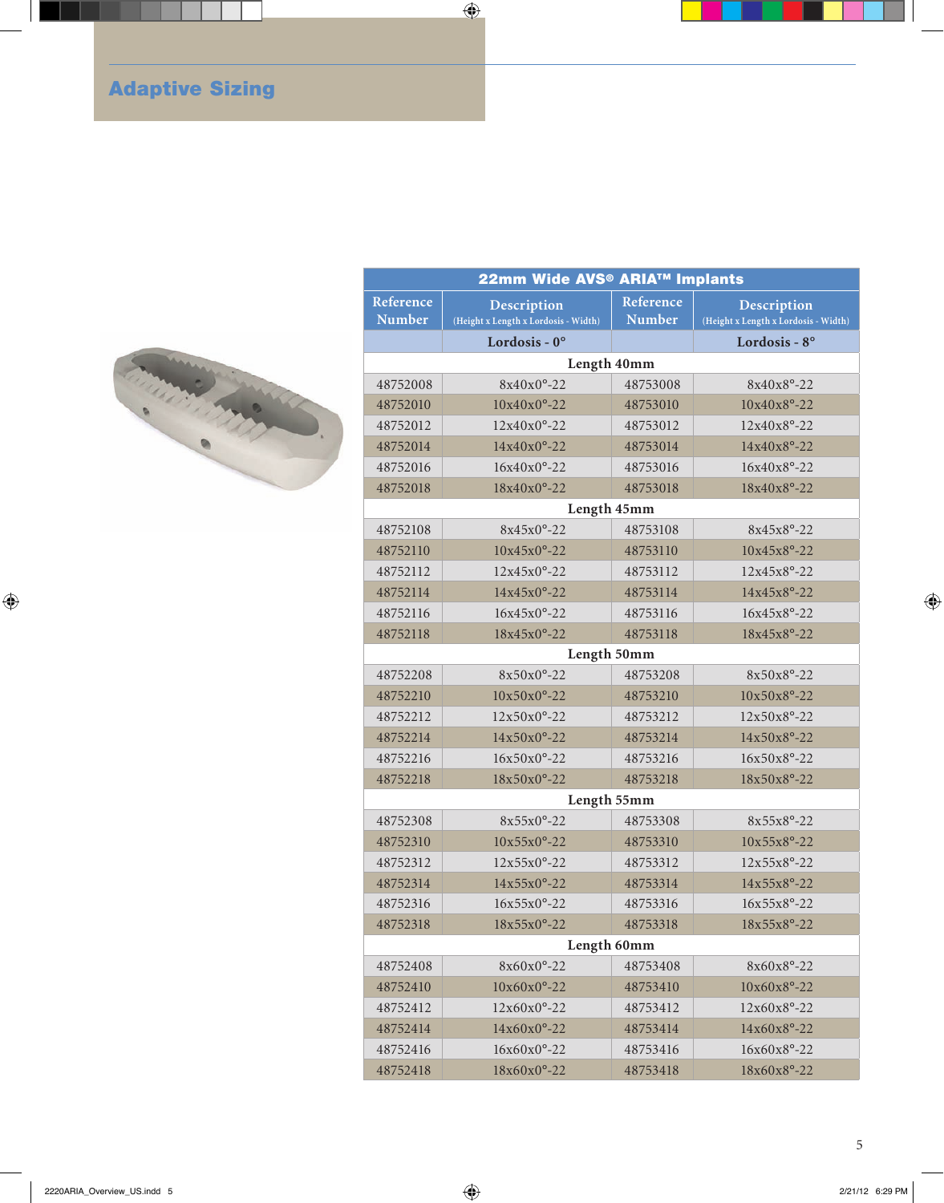# Adaptive Sizing

| 22mm Wide AVS® ARIA™ Implants | | | |
|---|---|---|---|
| Reference Number | Description (Height x Length x Lordosis - Width) | Reference Number | Description (Height x Length x Lordosis - Width) |
| | Lordosis - 0° | | Lordosis - 8° |
| Length 40mm | | | |
| 48752008 | 8x40x0°-22 | 48753008 | 8x40x8°-22 |
| 48752010 | 10x40x0°-22 | 48753010 | 10x40x8°-22 |
| 48752012 | 12x40x0°-22 | 48753012 | 12x40x8°-22 |
| 48752014 | 14x40x0°-22 | 48753014 | 14x40x8°-22 |
| 48752016 | 16x40x0°-22 | 48753016 | 16x40x8°-22 |
| 48752018 | 18x40x0°-22 | 48753018 | 18x40x8°-22 |
| Length 45mm | | | |
| 48752108 | 8x45x0°-22 | 48753108 | 8x45x8°-22 |
| 48752110 | 10x45x0°-22 | 48753110 | 10x45x8°-22 |
| 48752112 | 12x45x0°-22 | 48753112 | 12x45x8°-22 |
| 48752114 | 14x45x0°-22 | 48753114 | 14x45x8°-22 |
| 48752116 | 16x45x0°-22 | 48753116 | 16x45x8°-22 |
| 48752118 | 18x45x0°-22 | 48753118 | 18x45x8°-22 |
| Length 50mm | | | |
| 48752208 | 8x50x0°-22 | 48753208 | 8x50x8°-22 |
| 48752210 | 10x50x0°-22 | 48753210 | 10x50x8°-22 |
| 48752212 | 12x50x0°-22 | 48753212 | 12x50x8°-22 |
| 48752214 | 14x50x0°-22 | 48753214 | 14x50x8°-22 |
| 48752216 | 16x50x0°-22 | 48753216 | 16x50x8°-22 |
| 48752218 | 18x50x0°-22 | 48753218 | 18x50x8°-22 |
| Length 55mm | | | |
| 48752308 | 8x55x0°-22 | 48753308 | 8x55x8°-22 |
| 48752310 | 10x55x0°-22 | 48753310 | 10x55x8°-22 |
| 48752312 | 12x55x0°-22 | 48753312 | 12x55x8°-22 |
| 48752314 | 14x55x0°-22 | 48753314 | 14x55x8°-22 |
| 48752316 | 16x55x0°-22 | 48753316 | 16x55x8°-22 |
| 48752318 | 18x55x0°-22 | 48753318 | 18x55x8°-22 |
| Length 60mm | | | |
| 48752408 | 8x60x0°-22 | 48753408 | 8x60x8°-22 |
| 48752410 | 10x60x0°-22 | 48753410 | 10x60x8°-22 |
| 48752412 | 12x60x0°-22 | 48753412 | 12x60x8°-22 |
| 48752414 | 14x60x0°-22 | 48753414 | 14x60x8°-22 |
| 48752416 | 16x60x0°-22 | 48753416 | 16x60x8°-22 |
| 48752418 | 18x60x0°-22 | 48753418 | 18x60x8°-22 |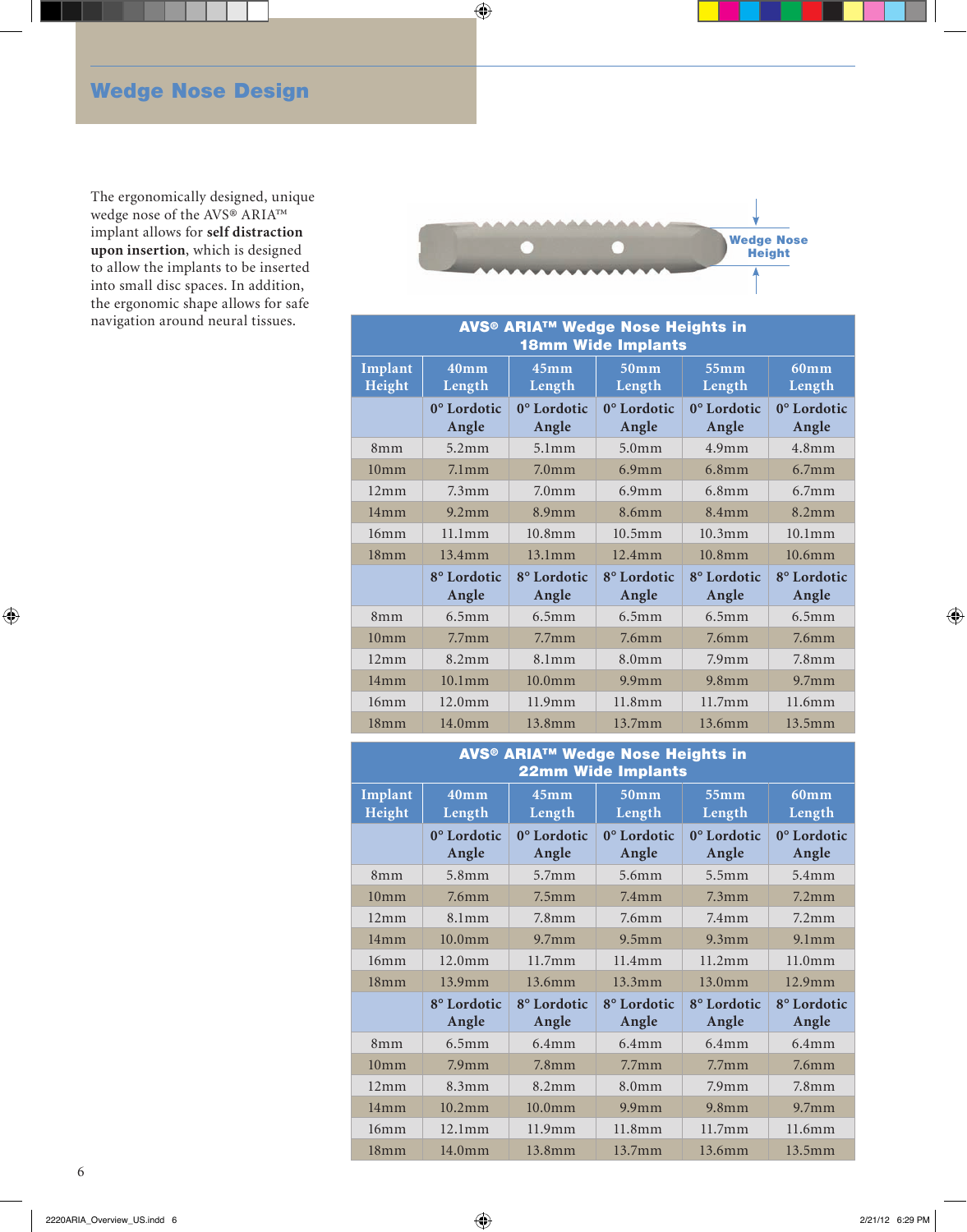## Wedge Nose Design

The ergonomically designed, unique wedge nose of the AVS® ARIA™ implant allows for **self distraction upon insertion**, which is designed to allow the implants to be inserted into small disc spaces. In addition, the ergonomic shape allows for safe navigation around neural tissues.

Wedge Nose Height

| AVS® ARIA™ Wedge Nose Heights in 18mm Wide Implants | | | | | |
|---|---|---|---|---|---|
| Implant Height | 40mm Length | 45mm Length | 50mm Length | 55mm Length | 60mm Length |
| | 0° Lordotic Angle | 0° Lordotic Angle | 0° Lordotic Angle | 0° Lordotic Angle | 0° Lordotic Angle |
| 8mm | 5.2mm | 5.1mm | 5.0mm | 4.9mm | 4.8mm |
| 10mm | 7.1mm | 7.0mm | 6.9mm | 6.8mm | 6.7mm |
| 12mm | 7.3mm | 7.0mm | 6.9mm | 6.8mm | 6.7mm |
| 14mm | 9.2mm | 8.9mm | 8.6mm | 8.4mm | 8.2mm |
| 16mm | 11.1mm | 10.8mm | 10.5mm | 10.3mm | 10.1mm |
| 18mm | 13.4mm | 13.1mm | 12.4mm | 10.8mm | 10.6mm |
| | 8° Lordotic Angle | 8° Lordotic Angle | 8° Lordotic Angle | 8° Lordotic Angle | 8° Lordotic Angle |
| 8mm | 6.5mm | 6.5mm | 6.5mm | 6.5mm | 6.5mm |
| 10mm | 7.7mm | 7.7mm | 7.6mm | 7.6mm | 7.6mm |
| 12mm | 8.2mm | 8.1mm | 8.0mm | 7.9mm | 7.8mm |
| 14mm | 10.1mm | 10.0mm | 9.9mm | 9.8mm | 9.7mm |
| 16mm | 12.0mm | 11.9mm | 11.8mm | 11.7mm | 11.6mm |
| 18mm | 14.0mm | 13.8mm | 13.7mm | 13.6mm | 13.5mm |

| AVS® ARIA™ Wedge Nose Heights in 22mm Wide Implants | | | | | |
|---|---|---|---|---|---|
| Implant Height | 40mm Length | 45mm Length | 50mm Length | 55mm Length | 60mm Length |
| | 0° Lordotic Angle | 0° Lordotic Angle | 0° Lordotic Angle | 0° Lordotic Angle | 0° Lordotic Angle |
| 8mm | 5.8mm | 5.7mm | 5.6mm | 5.5mm | 5.4mm |
| 10mm | 7.6mm | 7.5mm | 7.4mm | 7.3mm | 7.2mm |
| 12mm | 8.1mm | 7.8mm | 7.6mm | 7.4mm | 7.2mm |
| 14mm | 10.0mm | 9.7mm | 9.5mm | 9.3mm | 9.1mm |
| 16mm | 12.0mm | 11.7mm | 11.4mm | 11.2mm | 11.0mm |
| 18mm | 13.9mm | 13.6mm | 13.3mm | 13.0mm | 12.9mm |
| | 8° Lordotic Angle | 8° Lordotic Angle | 8° Lordotic Angle | 8° Lordotic Angle | 8° Lordotic Angle |
| 8mm | 6.5mm | 6.4mm | 6.4mm | 6.4mm | 6.4mm |
| 10mm | 7.9mm | 7.8mm | 7.7mm | 7.7mm | 7.6mm |
| 12mm | 8.3mm | 8.2mm | 8.0mm | 7.9mm | 7.8mm |
| 14mm | 10.2mm | 10.0mm | 9.9mm | 9.8mm | 9.7mm |
| 16mm | 12.1mm | 11.9mm | 11.8mm | 11.7mm | 11.6mm |
| 18mm | 14.0mm | 13.8mm | 13.7mm | 13.6mm | 13.5mm |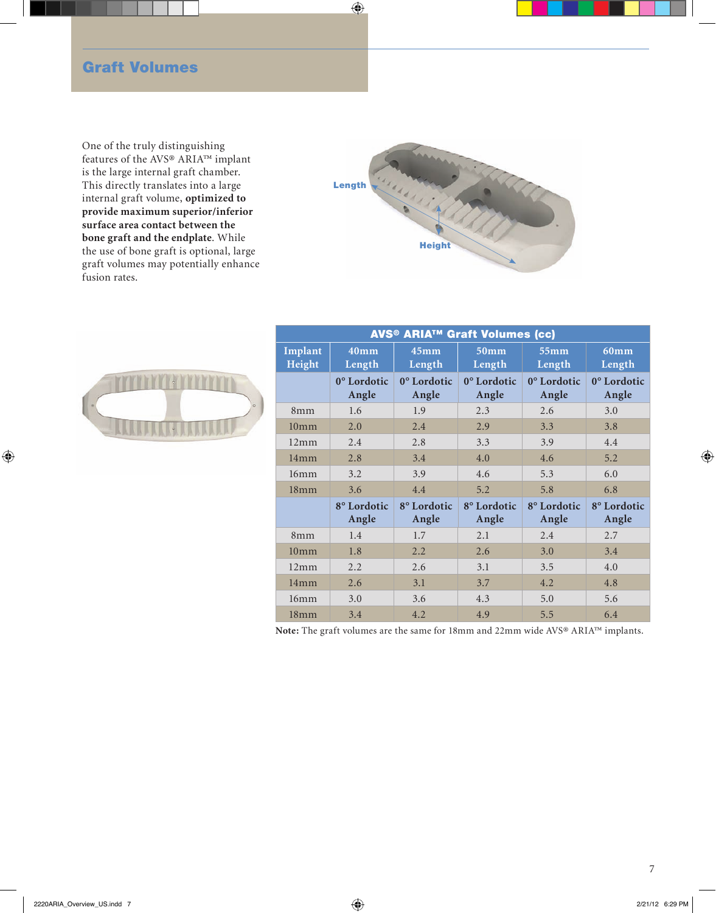## Graft Volumes

One of the truly distinguishing features of the AVS® ARIA™ implant is the large internal graft chamber. This directly translates into a large internal graft volume, **optimized to provide maximum superior/inferior surface area contact between the bone graft and the endplate**. While the use of bone graft is optional, large graft volumes may potentially enhance fusion rates.

Length

Height

| AVS® ARIA™ Graft Volumes (cc) | | | | | |
|---|---|---|---|---|---|
| Implant Height | 40mm Length | 45mm Length | 50mm Length | 55mm Length | 60mm Length |
| | 0° Lordotic Angle | 0° Lordotic Angle | 0° Lordotic Angle | 0° Lordotic Angle | 0° Lordotic Angle |
| 8mm | 1.6 | 1.9 | 2.3 | 2.6 | 3.0 |
| 10mm | 2.0 | 2.4 | 2.9 | 3.3 | 3.8 |
| 12mm | 2.4 | 2.8 | 3.3 | 3.9 | 4.4 |
| 14mm | 2.8 | 3.4 | 4.0 | 4.6 | 5.2 |
| 16mm | 3.2 | 3.9 | 4.6 | 5.3 | 6.0 |
| 18mm | 3.6 | 4.4 | 5.2 | 5.8 | 6.8 |
| | 8° Lordotic Angle | 8° Lordotic Angle | 8° Lordotic Angle | 8° Lordotic Angle | 8° Lordotic Angle |
| 8mm | 1.4 | 1.7 | 2.1 | 2.4 | 2.7 |
| 10mm | 1.8 | 2.2 | 2.6 | 3.0 | 3.4 |
| 12mm | 2.2 | 2.6 | 3.1 | 3.5 | 4.0 |
| 14mm | 2.6 | 3.1 | 3.7 | 4.2 | 4.8 |
| 16mm | 3.0 | 3.6 | 4.3 | 5.0 | 5.6 |
| 18mm | 3.4 | 4.2 | 4.9 | 5.5 | 6.4 |

**Note:** The graft volumes are the same for 18mm and 22mm wide AVS® ARIA™ implants.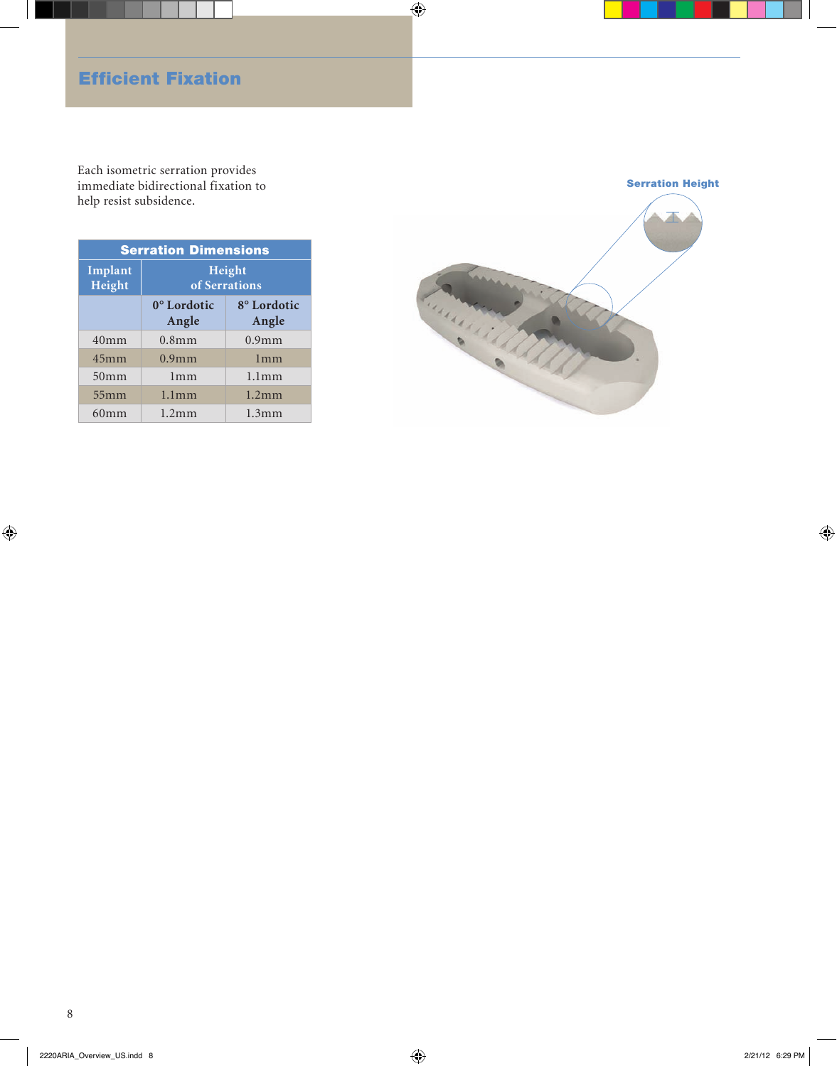## Efficient Fixation

Each isometric serration provides immediate bidirectional fixation to help resist subsidence.

| Serration Dimensions | | |
|---|---|---|
| Implant Height | Height of Serrations | |
| | 0° Lordotic Angle | 8° Lordotic Angle |
| 40mm | 0.8mm | 0.9mm |
| 45mm | 0.9mm | 1mm |
| 50mm | 1mm | 1.1mm |
| 55mm | 1.1mm | 1.2mm |
| 60mm | 1.2mm | 1.3mm |

Serration Height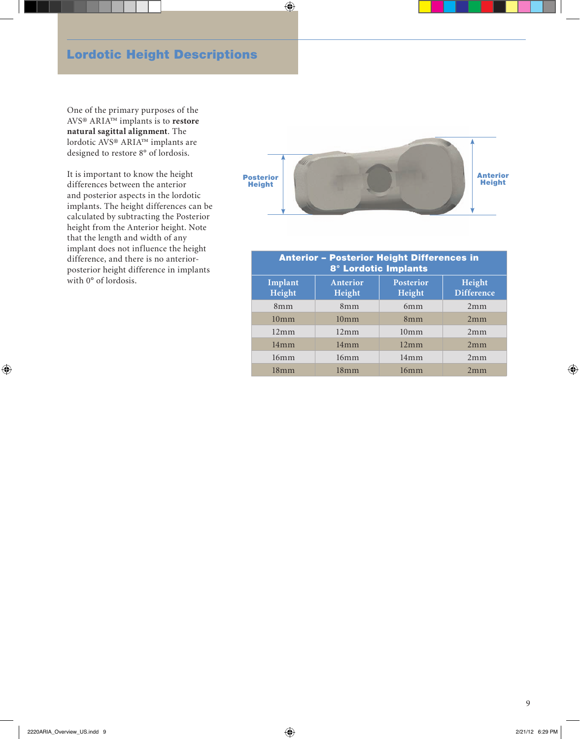# Lordotic Height Descriptions

One of the primary purposes of the AVS® ARIA™ implants is to **restore natural sagittal alignment**. The lordotic AVS® ARIA™ implants are designed to restore 8° of lordosis.

It is important to know the height differences between the anterior and posterior aspects in the lordotic implants. The height differences can be calculated by subtracting the Posterior height from the Anterior height. Note that the length and width of any implant does not influence the height difference, and there is no anterior-posterior height difference in implants with 0° of lordosis.

Posterior Height

Anterior Height

**Anterior – Posterior Height Differences in 8° Lordotic Implants**

| Implant Height | Anterior Height | Posterior Height | Height Difference |
|---|---|---|---|
| 8mm | 8mm | 6mm | 2mm |
| 10mm | 10mm | 8mm | 2mm |
| 12mm | 12mm | 10mm | 2mm |
| 14mm | 14mm | 12mm | 2mm |
| 16mm | 16mm | 14mm | 2mm |
| 18mm | 18mm | 16mm | 2mm |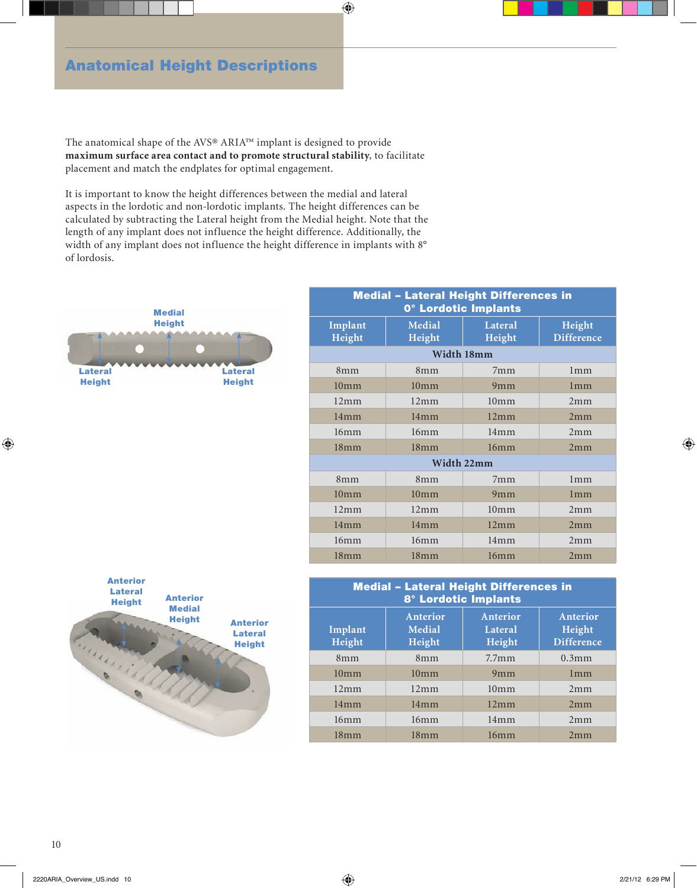# Anatomical Height Descriptions

The anatomical shape of the AVS® ARIA™ implant is designed to provide **maximum surface area contact and to promote structural stability**, to facilitate placement and match the endplates for optimal engagement.

It is important to know the height differences between the medial and lateral aspects in the lordotic and non-lordotic implants. The height differences can be calculated by subtracting the Lateral height from the Medial height. Note that the length of any implant does not influence the height difference. Additionally, the width of any implant does not influence the height difference in implants with 8° of lordosis.

Medial Height

Lateral Height

Lateral Height

**Medial – Lateral Height Differences in 0° Lordotic Implants**

| Implant Height | Medial Height | Lateral Height | Height Difference |
|---|---|---|---|
| **Width 18mm** | | | |
| 8mm | 8mm | 7mm | 1mm |
| 10mm | 10mm | 9mm | 1mm |
| 12mm | 12mm | 10mm | 2mm |
| 14mm | 14mm | 12mm | 2mm |
| 16mm | 16mm | 14mm | 2mm |
| 18mm | 18mm | 16mm | 2mm |
| **Width 22mm** | | | |
| 8mm | 8mm | 7mm | 1mm |
| 10mm | 10mm | 9mm | 1mm |
| 12mm | 12mm | 10mm | 2mm |
| 14mm | 14mm | 12mm | 2mm |
| 16mm | 16mm | 14mm | 2mm |
| 18mm | 18mm | 16mm | 2mm |

Anterior Lateral Height

Anterior Medial Height

Anterior Lateral Height

**Medial – Lateral Height Differences in 8° Lordotic Implants**

| Implant Height | Anterior Medial Height | Anterior Lateral Height | Anterior Height Difference |
|---|---|---|---|
| 8mm | 8mm | 7.7mm | 0.3mm |
| 10mm | 10mm | 9mm | 1mm |
| 12mm | 12mm | 10mm | 2mm |
| 14mm | 14mm | 12mm | 2mm |
| 16mm | 16mm | 14mm | 2mm |
| 18mm | 18mm | 16mm | 2mm |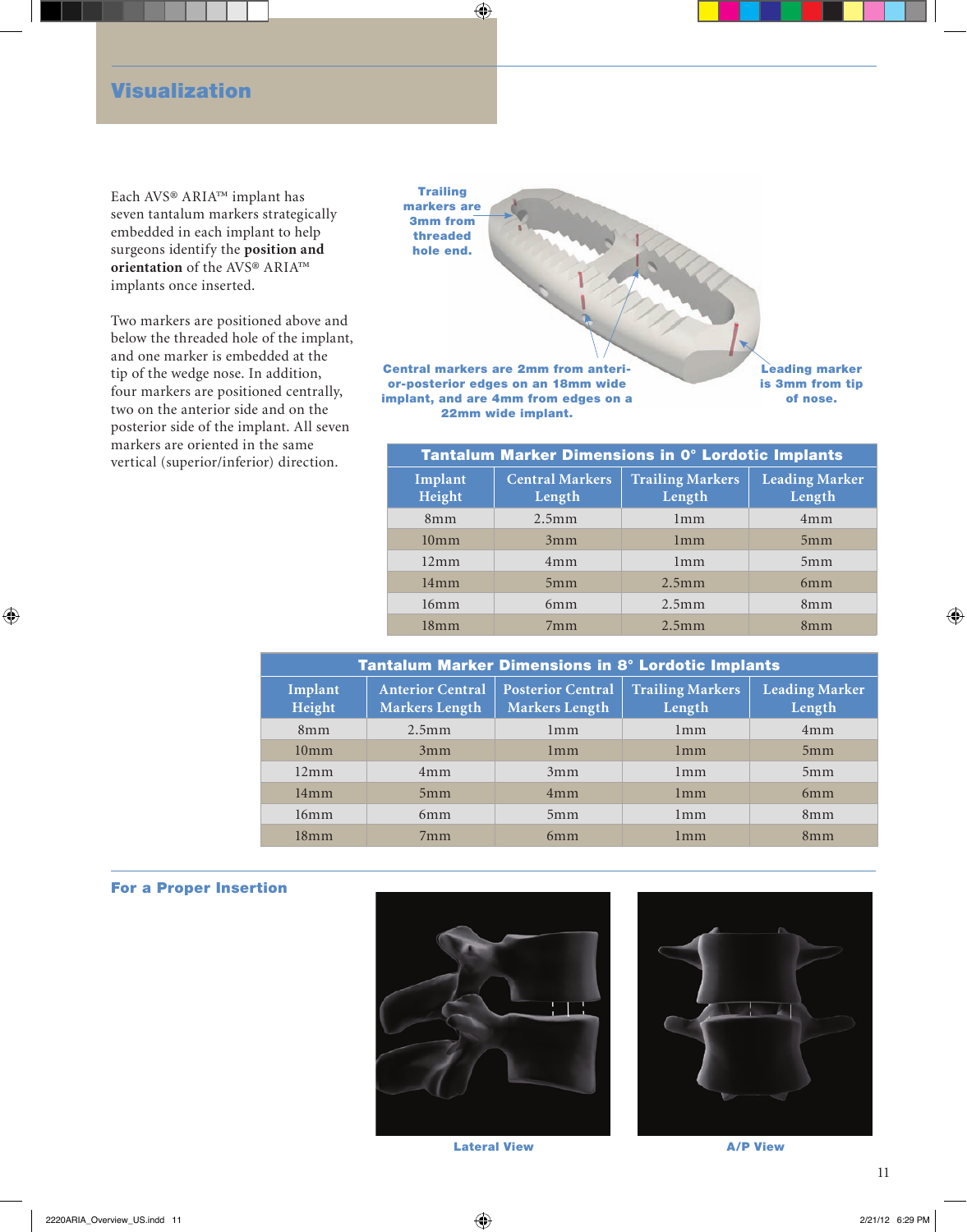## Visualization

Each AVS® ARIA™ implant has seven tantalum markers strategically embedded in each implant to help surgeons identify the **position and orientation** of the AVS® ARIA™ implants once inserted.

Two markers are positioned above and below the threaded hole of the implant, and one marker is embedded at the tip of the wedge nose. In addition, four markers are positioned centrally, two on the anterior side and on the posterior side of the implant. All seven markers are oriented in the same vertical (superior/inferior) direction.

Trailing markers are 3mm from threaded hole end.

Central markers are 2mm from anterior-posterior edges on an 18mm wide implant, and are 4mm from edges on a 22mm wide implant.

Leading marker is 3mm from tip of nose.

**Tantalum Marker Dimensions in 0° Lordotic Implants**

| Implant Height | Central Markers Length | Trailing Markers Length | Leading Marker Length |
|---|---|---|---|
| 8mm | 2.5mm | 1mm | 4mm |
| 10mm | 3mm | 1mm | 5mm |
| 12mm | 4mm | 1mm | 5mm |
| 14mm | 5mm | 2.5mm | 6mm |
| 16mm | 6mm | 2.5mm | 8mm |
| 18mm | 7mm | 2.5mm | 8mm |

**Tantalum Marker Dimensions in 8° Lordotic Implants**

| Implant Height | Anterior Central Markers Length | Posterior Central Markers Length | Trailing Markers Length | Leading Marker Length |
|---|---|---|---|---|
| 8mm | 2.5mm | 1mm | 1mm | 4mm |
| 10mm | 3mm | 1mm | 1mm | 5mm |
| 12mm | 4mm | 3mm | 1mm | 5mm |
| 14mm | 5mm | 4mm | 1mm | 6mm |
| 16mm | 6mm | 5mm | 1mm | 8mm |
| 18mm | 7mm | 6mm | 1mm | 8mm |

### For a Proper Insertion

Lateral View

A/P View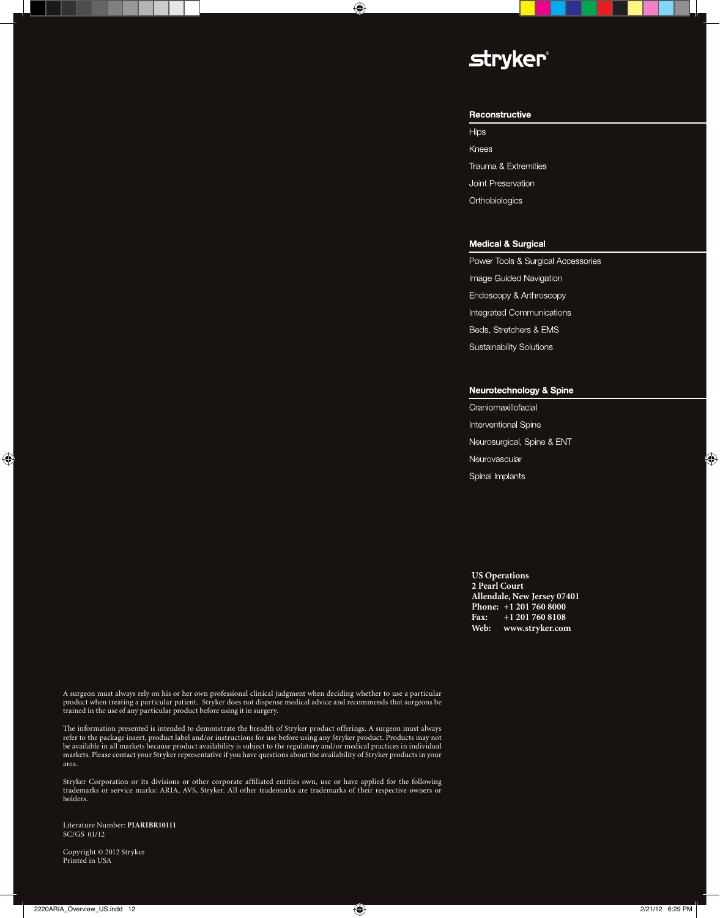stryker®

## Reconstructive

Hips

Knees

Trauma & Extremities

Joint Preservation

Orthobiologics

## Medical & Surgical

Power Tools & Surgical Accessories

Image Guided Navigation

Endoscopy & Arthroscopy

Integrated Communications

Beds, Stretchers & EMS

Sustainability Solutions

## Neurotechnology & Spine

Craniomaxillofacial

Interventional Spine

Neurosurgical, Spine & ENT

Neurovascular

Spinal Implants

**US Operations**
**2 Pearl Court**
**Allendale, New Jersey 07401**
**Phone: +1 201 760 8000**
**Fax: +1 201 760 8108**
**Web: www.stryker.com**

A surgeon must always rely on his or her own professional clinical judgment when deciding whether to use a particular product when treating a particular patient. Stryker does not dispense medical advice and recommends that surgeons be trained in the use of any particular product before using it in surgery.

The information presented is intended to demonstrate the breadth of Stryker product offerings. A surgeon must always refer to the package insert, product label and/or instructions for use before using any Stryker product. Products may not be available in all markets because product availability is subject to the regulatory and/or medical practices in individual markets. Please contact your Stryker representative if you have questions about the availability of Stryker products in your area.

Stryker Corporation or its divisions or other corporate affiliated entities own, use or have applied for the following trademarks or service marks: ARIA, AVS, Stryker. All other trademarks are trademarks of their respective owners or holders.

Literature Number: **PIARIBR10111**
SC/GS 01/12

Copyright © 2012 Stryker
Printed in USA